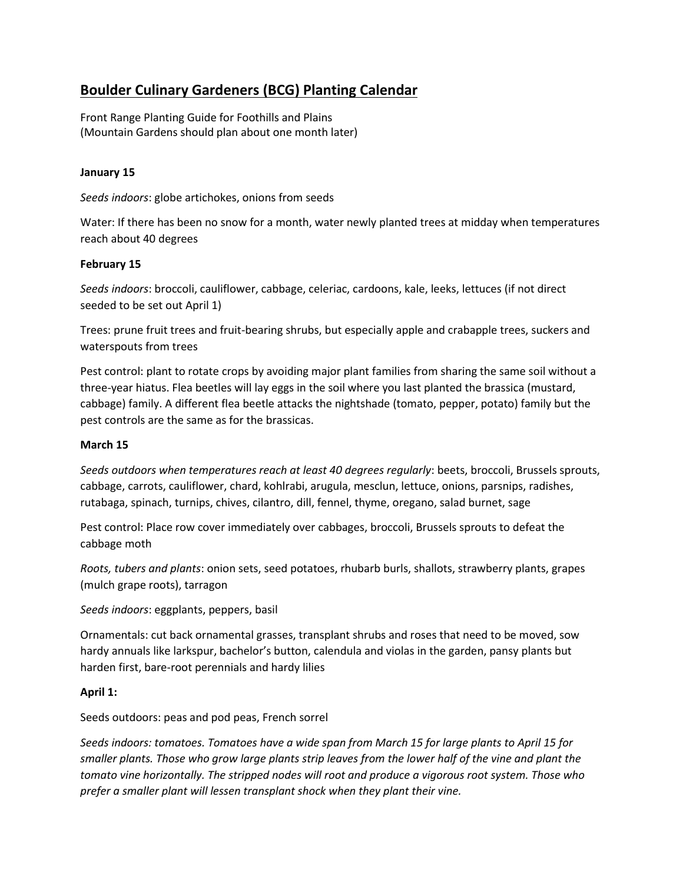# Boulder Culinary Gardeners (BCG) Planting Calendar

Front Range Planting Guide for Foothills and Plains
(Mountain Gardens should plan about one month later)

**January 15**

*Seeds indoors*: globe artichokes, onions from seeds

Water: If there has been no snow for a month, water newly planted trees at midday when temperatures reach about 40 degrees

**February 15**

*Seeds indoors*: broccoli, cauliflower, cabbage, celeriac, cardoons, kale, leeks, lettuces (if not direct seeded to be set out April 1)

Trees: prune fruit trees and fruit-bearing shrubs, but especially apple and crabapple trees, suckers and waterspouts from trees

Pest control: plant to rotate crops by avoiding major plant families from sharing the same soil without a three-year hiatus. Flea beetles will lay eggs in the soil where you last planted the brassica (mustard, cabbage) family. A different flea beetle attacks the nightshade (tomato, pepper, potato) family but the pest controls are the same as for the brassicas.

**March 15**

*Seeds outdoors when temperatures reach at least 40 degrees regularly*: beets, broccoli, Brussels sprouts, cabbage, carrots, cauliflower, chard, kohlrabi, arugula, mesclun, lettuce, onions, parsnips, radishes, rutabaga, spinach, turnips, chives, cilantro, dill, fennel, thyme, oregano, salad burnet, sage

Pest control: Place row cover immediately over cabbages, broccoli, Brussels sprouts to defeat the cabbage moth

*Roots, tubers and plants*: onion sets, seed potatoes, rhubarb burls, shallots, strawberry plants, grapes (mulch grape roots), tarragon

*Seeds indoors*: eggplants, peppers, basil

Ornamentals: cut back ornamental grasses, transplant shrubs and roses that need to be moved, sow hardy annuals like larkspur, bachelor's button, calendula and violas in the garden, pansy plants but harden first, bare-root perennials and hardy lilies

**April 1:**

Seeds outdoors: peas and pod peas, French sorrel

*Seeds indoors: tomatoes. Tomatoes have a wide span from March 15 for large plants to April 15 for smaller plants. Those who grow large plants strip leaves from the lower half of the vine and plant the tomato vine horizontally. The stripped nodes will root and produce a vigorous root system. Those who prefer a smaller plant will lessen transplant shock when they plant their vine.*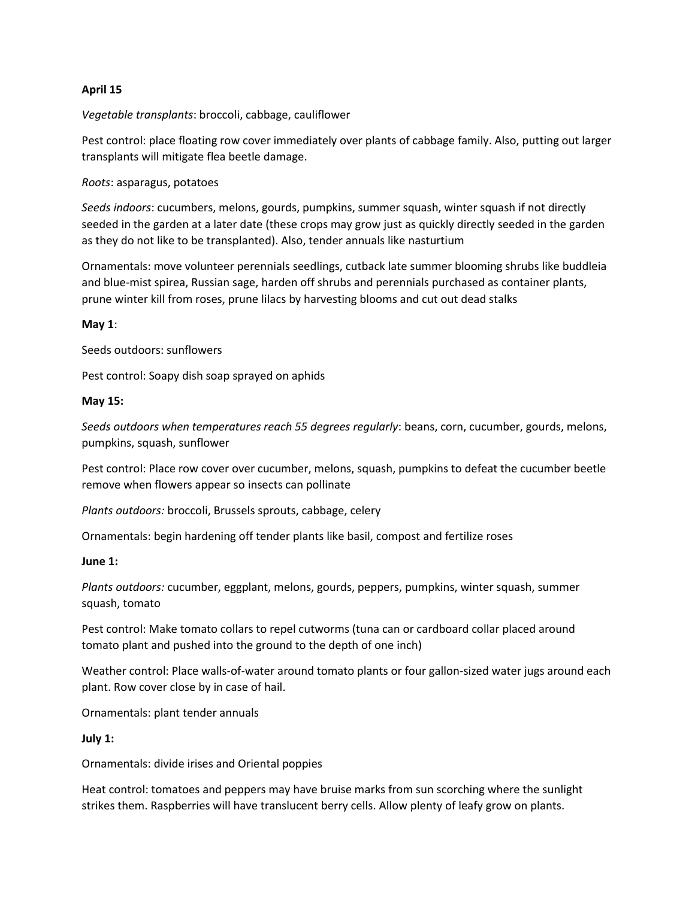**April 15**

*Vegetable transplants*: broccoli, cabbage, cauliflower

Pest control: place floating row cover immediately over plants of cabbage family. Also, putting out larger transplants will mitigate flea beetle damage.

*Roots*: asparagus, potatoes

*Seeds indoors*: cucumbers, melons, gourds, pumpkins, summer squash, winter squash if not directly seeded in the garden at a later date (these crops may grow just as quickly directly seeded in the garden as they do not like to be transplanted). Also, tender annuals like nasturtium

Ornamentals: move volunteer perennials seedlings, cutback late summer blooming shrubs like buddleia and blue-mist spirea, Russian sage, harden off shrubs and perennials purchased as container plants, prune winter kill from roses, prune lilacs by harvesting blooms and cut out dead stalks

**May 1**:

Seeds outdoors: sunflowers

Pest control: Soapy dish soap sprayed on aphids

**May 15:**

*Seeds outdoors when temperatures reach 55 degrees regularly*: beans, corn, cucumber, gourds, melons, pumpkins, squash, sunflower

Pest control: Place row cover over cucumber, melons, squash, pumpkins to defeat the cucumber beetle remove when flowers appear so insects can pollinate

*Plants outdoors:* broccoli, Brussels sprouts, cabbage, celery

Ornamentals: begin hardening off tender plants like basil, compost and fertilize roses

**June 1:**

*Plants outdoors:* cucumber, eggplant, melons, gourds, peppers, pumpkins, winter squash, summer squash, tomato

Pest control: Make tomato collars to repel cutworms (tuna can or cardboard collar placed around tomato plant and pushed into the ground to the depth of one inch)

Weather control: Place walls-of-water around tomato plants or four gallon-sized water jugs around each plant. Row cover close by in case of hail.

Ornamentals: plant tender annuals

**July 1:**

Ornamentals: divide irises and Oriental poppies

Heat control: tomatoes and peppers may have bruise marks from sun scorching where the sunlight strikes them. Raspberries will have translucent berry cells. Allow plenty of leafy grow on plants.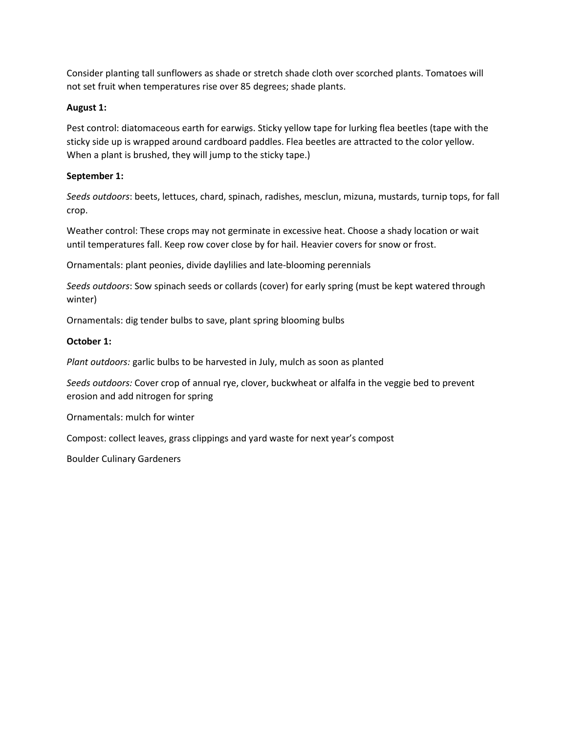Consider planting tall sunflowers as shade or stretch shade cloth over scorched plants. Tomatoes will not set fruit when temperatures rise over 85 degrees; shade plants.

**August 1:**

Pest control: diatomaceous earth for earwigs. Sticky yellow tape for lurking flea beetles (tape with the sticky side up is wrapped around cardboard paddles. Flea beetles are attracted to the color yellow. When a plant is brushed, they will jump to the sticky tape.)

**September 1:**

*Seeds outdoors*: beets, lettuces, chard, spinach, radishes, mesclun, mizuna, mustards, turnip tops, for fall crop.

Weather control: These crops may not germinate in excessive heat. Choose a shady location or wait until temperatures fall. Keep row cover close by for hail. Heavier covers for snow or frost.

Ornamentals: plant peonies, divide daylilies and late-blooming perennials

*Seeds outdoors*: Sow spinach seeds or collards (cover) for early spring (must be kept watered through winter)

Ornamentals: dig tender bulbs to save, plant spring blooming bulbs

**October 1:**

*Plant outdoors:* garlic bulbs to be harvested in July, mulch as soon as planted

*Seeds outdoors:* Cover crop of annual rye, clover, buckwheat or alfalfa in the veggie bed to prevent erosion and add nitrogen for spring

Ornamentals: mulch for winter

Compost: collect leaves, grass clippings and yard waste for next year's compost

Boulder Culinary Gardeners